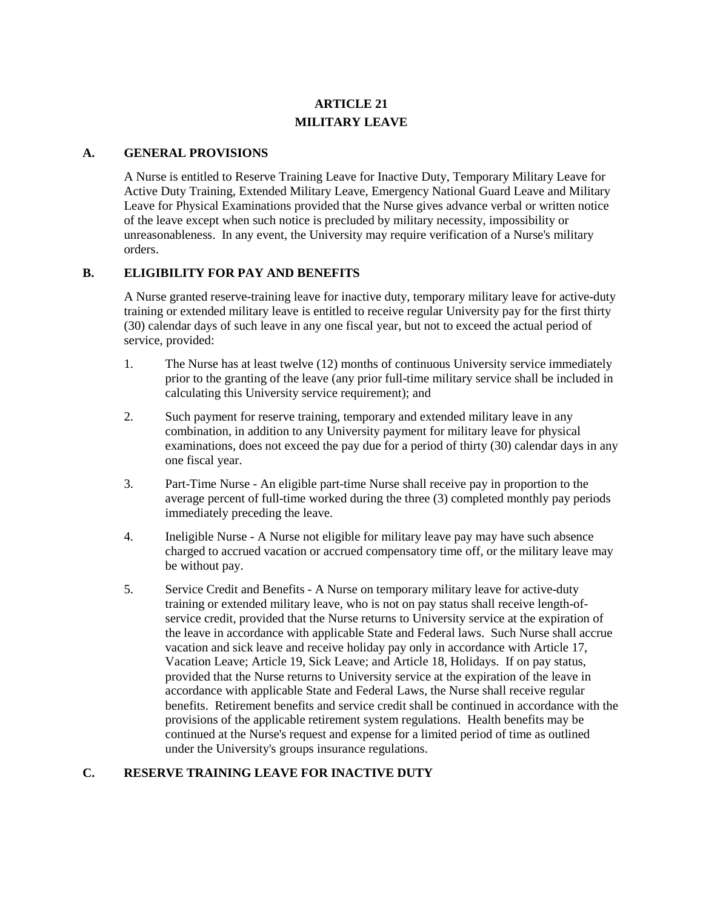# ARTICLE 21
# MILITARY LEAVE

## A. GENERAL PROVISIONS

A Nurse is entitled to Reserve Training Leave for Inactive Duty, Temporary Military Leave for Active Duty Training, Extended Military Leave, Emergency National Guard Leave and Military Leave for Physical Examinations provided that the Nurse gives advance verbal or written notice of the leave except when such notice is precluded by military necessity, impossibility or unreasonableness. In any event, the University may require verification of a Nurse's military orders.

## B. ELIGIBILITY FOR PAY AND BENEFITS

A Nurse granted reserve-training leave for inactive duty, temporary military leave for active-duty training or extended military leave is entitled to receive regular University pay for the first thirty (30) calendar days of such leave in any one fiscal year, but not to exceed the actual period of service, provided:

1. The Nurse has at least twelve (12) months of continuous University service immediately prior to the granting of the leave (any prior full-time military service shall be included in calculating this University service requirement); and

2. Such payment for reserve training, temporary and extended military leave in any combination, in addition to any University payment for military leave for physical examinations, does not exceed the pay due for a period of thirty (30) calendar days in any one fiscal year.

3. Part-Time Nurse - An eligible part-time Nurse shall receive pay in proportion to the average percent of full-time worked during the three (3) completed monthly pay periods immediately preceding the leave.

4. Ineligible Nurse - A Nurse not eligible for military leave pay may have such absence charged to accrued vacation or accrued compensatory time off, or the military leave may be without pay.

5. Service Credit and Benefits - A Nurse on temporary military leave for active-duty training or extended military leave, who is not on pay status shall receive length-of-service credit, provided that the Nurse returns to University service at the expiration of the leave in accordance with applicable State and Federal laws. Such Nurse shall accrue vacation and sick leave and receive holiday pay only in accordance with Article 17, Vacation Leave; Article 19, Sick Leave; and Article 18, Holidays. If on pay status, provided that the Nurse returns to University service at the expiration of the leave in accordance with applicable State and Federal Laws, the Nurse shall receive regular benefits. Retirement benefits and service credit shall be continued in accordance with the provisions of the applicable retirement system regulations. Health benefits may be continued at the Nurse's request and expense for a limited period of time as outlined under the University's groups insurance regulations.

## C. RESERVE TRAINING LEAVE FOR INACTIVE DUTY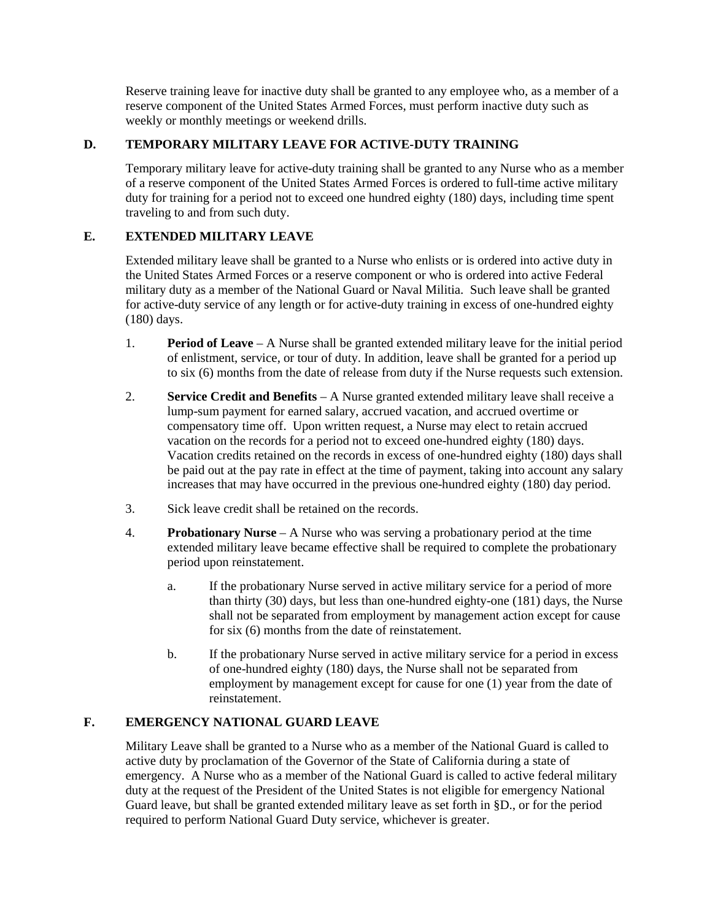Reserve training leave for inactive duty shall be granted to any employee who, as a member of a reserve component of the United States Armed Forces, must perform inactive duty such as weekly or monthly meetings or weekend drills.

### D. TEMPORARY MILITARY LEAVE FOR ACTIVE-DUTY TRAINING

Temporary military leave for active-duty training shall be granted to any Nurse who as a member of a reserve component of the United States Armed Forces is ordered to full-time active military duty for training for a period not to exceed one hundred eighty (180) days, including time spent traveling to and from such duty.

### E. EXTENDED MILITARY LEAVE

Extended military leave shall be granted to a Nurse who enlists or is ordered into active duty in the United States Armed Forces or a reserve component or who is ordered into active Federal military duty as a member of the National Guard or Naval Militia. Such leave shall be granted for active-duty service of any length or for active-duty training in excess of one-hundred eighty (180) days.

1. **Period of Leave** – A Nurse shall be granted extended military leave for the initial period of enlistment, service, or tour of duty. In addition, leave shall be granted for a period up to six (6) months from the date of release from duty if the Nurse requests such extension.

2. **Service Credit and Benefits** – A Nurse granted extended military leave shall receive a lump-sum payment for earned salary, accrued vacation, and accrued overtime or compensatory time off. Upon written request, a Nurse may elect to retain accrued vacation on the records for a period not to exceed one-hundred eighty (180) days. Vacation credits retained on the records in excess of one-hundred eighty (180) days shall be paid out at the pay rate in effect at the time of payment, taking into account any salary increases that may have occurred in the previous one-hundred eighty (180) day period.

3. Sick leave credit shall be retained on the records.

4. **Probationary Nurse** – A Nurse who was serving a probationary period at the time extended military leave became effective shall be required to complete the probationary period upon reinstatement.

   a. If the probationary Nurse served in active military service for a period of more than thirty (30) days, but less than one-hundred eighty-one (181) days, the Nurse shall not be separated from employment by management action except for cause for six (6) months from the date of reinstatement.

   b. If the probationary Nurse served in active military service for a period in excess of one-hundred eighty (180) days, the Nurse shall not be separated from employment by management except for cause for one (1) year from the date of reinstatement.

### F. EMERGENCY NATIONAL GUARD LEAVE

Military Leave shall be granted to a Nurse who as a member of the National Guard is called to active duty by proclamation of the Governor of the State of California during a state of emergency. A Nurse who as a member of the National Guard is called to active federal military duty at the request of the President of the United States is not eligible for emergency National Guard leave, but shall be granted extended military leave as set forth in §D., or for the period required to perform National Guard Duty service, whichever is greater.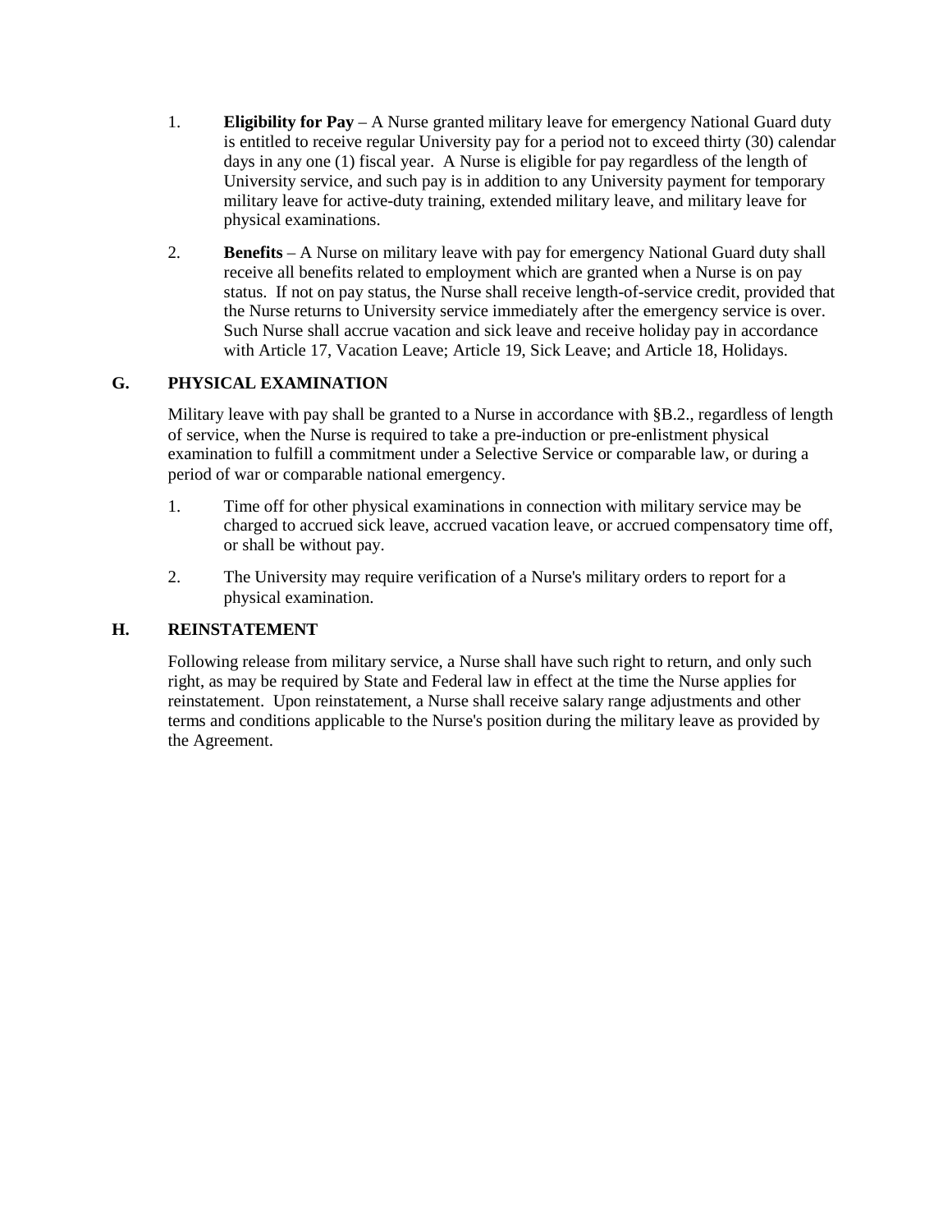1. **Eligibility for Pay** – A Nurse granted military leave for emergency National Guard duty is entitled to receive regular University pay for a period not to exceed thirty (30) calendar days in any one (1) fiscal year. A Nurse is eligible for pay regardless of the length of University service, and such pay is in addition to any University payment for temporary military leave for active-duty training, extended military leave, and military leave for physical examinations.

2. **Benefits** – A Nurse on military leave with pay for emergency National Guard duty shall receive all benefits related to employment which are granted when a Nurse is on pay status. If not on pay status, the Nurse shall receive length-of-service credit, provided that the Nurse returns to University service immediately after the emergency service is over. Such Nurse shall accrue vacation and sick leave and receive holiday pay in accordance with Article 17, Vacation Leave; Article 19, Sick Leave; and Article 18, Holidays.

## G. PHYSICAL EXAMINATION

Military leave with pay shall be granted to a Nurse in accordance with §B.2., regardless of length of service, when the Nurse is required to take a pre-induction or pre-enlistment physical examination to fulfill a commitment under a Selective Service or comparable law, or during a period of war or comparable national emergency.

1. Time off for other physical examinations in connection with military service may be charged to accrued sick leave, accrued vacation leave, or accrued compensatory time off, or shall be without pay.

2. The University may require verification of a Nurse's military orders to report for a physical examination.

## H. REINSTATEMENT

Following release from military service, a Nurse shall have such right to return, and only such right, as may be required by State and Federal law in effect at the time the Nurse applies for reinstatement. Upon reinstatement, a Nurse shall receive salary range adjustments and other terms and conditions applicable to the Nurse's position during the military leave as provided by the Agreement.